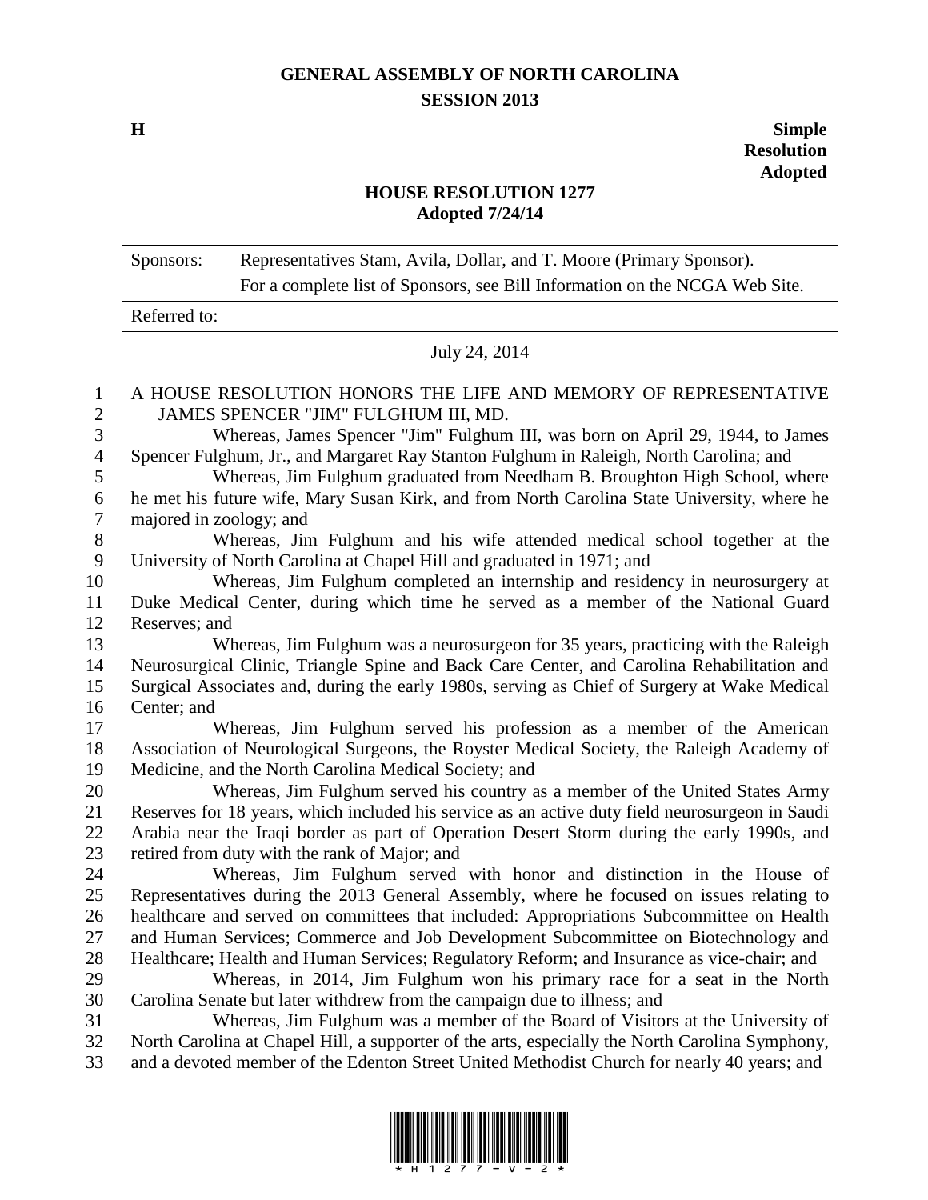# GENERAL ASSEMBLY OF NORTH CAROLINA
## SESSION 2013

**H** **Simple Resolution Adopted**

## HOUSE RESOLUTION 1277
**Adopted 7/24/14**

| Sponsors: | Representatives Stam, Avila, Dollar, and T. Moore (Primary Sponsor). For a complete list of Sponsors, see Bill Information on the NCGA Web Site. |
| --- | --- |
| Referred to: | |

July 24, 2014

A HOUSE RESOLUTION HONORS THE LIFE AND MEMORY OF REPRESENTATIVE JAMES SPENCER "JIM" FULGHUM III, MD.

Whereas, James Spencer "Jim" Fulghum III, was born on April 29, 1944, to James Spencer Fulghum, Jr., and Margaret Ray Stanton Fulghum in Raleigh, North Carolina; and

Whereas, Jim Fulghum graduated from Needham B. Broughton High School, where he met his future wife, Mary Susan Kirk, and from North Carolina State University, where he majored in zoology; and

Whereas, Jim Fulghum and his wife attended medical school together at the University of North Carolina at Chapel Hill and graduated in 1971; and

Whereas, Jim Fulghum completed an internship and residency in neurosurgery at Duke Medical Center, during which time he served as a member of the National Guard Reserves; and

Whereas, Jim Fulghum was a neurosurgeon for 35 years, practicing with the Raleigh Neurosurgical Clinic, Triangle Spine and Back Care Center, and Carolina Rehabilitation and Surgical Associates and, during the early 1980s, serving as Chief of Surgery at Wake Medical Center; and

Whereas, Jim Fulghum served his profession as a member of the American Association of Neurological Surgeons, the Royster Medical Society, the Raleigh Academy of Medicine, and the North Carolina Medical Society; and

Whereas, Jim Fulghum served his country as a member of the United States Army Reserves for 18 years, which included his service as an active duty field neurosurgeon in Saudi Arabia near the Iraqi border as part of Operation Desert Storm during the early 1990s, and retired from duty with the rank of Major; and

Whereas, Jim Fulghum served with honor and distinction in the House of Representatives during the 2013 General Assembly, where he focused on issues relating to healthcare and served on committees that included: Appropriations Subcommittee on Health and Human Services; Commerce and Job Development Subcommittee on Biotechnology and Healthcare; Health and Human Services; Regulatory Reform; and Insurance as vice-chair; and

Whereas, in 2014, Jim Fulghum won his primary race for a seat in the North Carolina Senate but later withdrew from the campaign due to illness; and

Whereas, Jim Fulghum was a member of the Board of Visitors at the University of North Carolina at Chapel Hill, a supporter of the arts, especially the North Carolina Symphony, and a devoted member of the Edenton Street United Methodist Church for nearly 40 years; and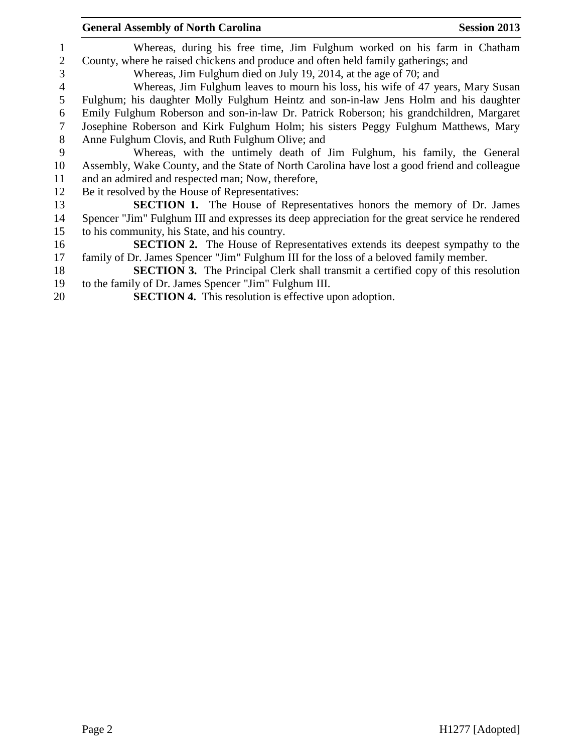Whereas, during his free time, Jim Fulghum worked on his farm in Chatham County, where he raised chickens and produce and often held family gatherings; and

Whereas, Jim Fulghum died on July 19, 2014, at the age of 70; and

Whereas, Jim Fulghum leaves to mourn his loss, his wife of 47 years, Mary Susan Fulghum; his daughter Molly Fulghum Heintz and son-in-law Jens Holm and his daughter Emily Fulghum Roberson and son-in-law Dr. Patrick Roberson; his grandchildren, Margaret Josephine Roberson and Kirk Fulghum Holm; his sisters Peggy Fulghum Matthews, Mary Anne Fulghum Clovis, and Ruth Fulghum Olive; and

Whereas, with the untimely death of Jim Fulghum, his family, the General Assembly, Wake County, and the State of North Carolina have lost a good friend and colleague and an admired and respected man; Now, therefore,

Be it resolved by the House of Representatives:

**SECTION 1.** The House of Representatives honors the memory of Dr. James Spencer "Jim" Fulghum III and expresses its deep appreciation for the great service he rendered to his community, his State, and his country.

**SECTION 2.** The House of Representatives extends its deepest sympathy to the family of Dr. James Spencer "Jim" Fulghum III for the loss of a beloved family member.

**SECTION 3.** The Principal Clerk shall transmit a certified copy of this resolution to the family of Dr. James Spencer "Jim" Fulghum III.

**SECTION 4.** This resolution is effective upon adoption.